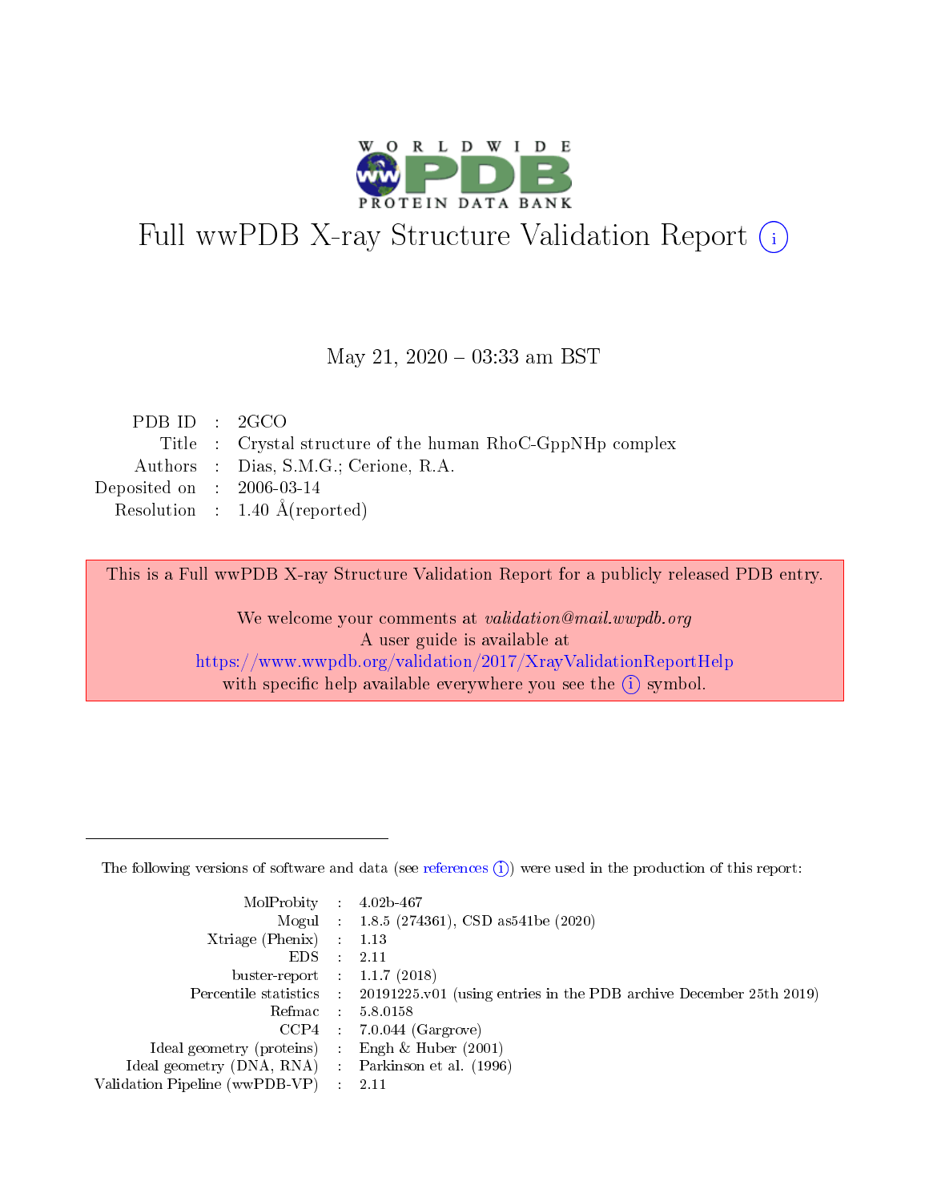# Full wwPDB X-ray Structure Validation Report (i)

May 21, 2020 – 03:33 am BST

| | | |
|---|---|---|
| PDB ID | : | 2GCO |
| Title | : | Crystal structure of the human RhoC-GppNHp complex |
| Authors | : | Dias, S.M.G.; Cerione, R.A. |
| Deposited on | : | 2006-03-14 |
| Resolution | : | 1.40 Å(reported) |

This is a Full wwPDB X-ray Structure Validation Report for a publicly released PDB entry.

We welcome your comments at *validation@mail.wwpdb.org*
A user guide is available at
https://www.wwpdb.org/validation/2017/XrayValidationReportHelp
with specific help available everywhere you see the (i) symbol.

---

The following versions of software and data (see references (i)) were used in the production of this report:

| | | |
|---|---|---|
| MolProbity | : | 4.02b-467 |
| Mogul | : | 1.8.5 (274361), CSD as541be (2020) |
| Xtriage (Phenix) | : | 1.13 |
| EDS | : | 2.11 |
| buster-report | : | 1.1.7 (2018) |
| Percentile statistics | : | 20191225.v01 (using entries in the PDB archive December 25th 2019) |
| Refmac | : | 5.8.0158 |
| CCP4 | : | 7.0.044 (Gargrove) |
| Ideal geometry (proteins) | : | Engh & Huber (2001) |
| Ideal geometry (DNA, RNA) | : | Parkinson et al. (1996) |
| Validation Pipeline (wwPDB-VP) | : | 2.11 |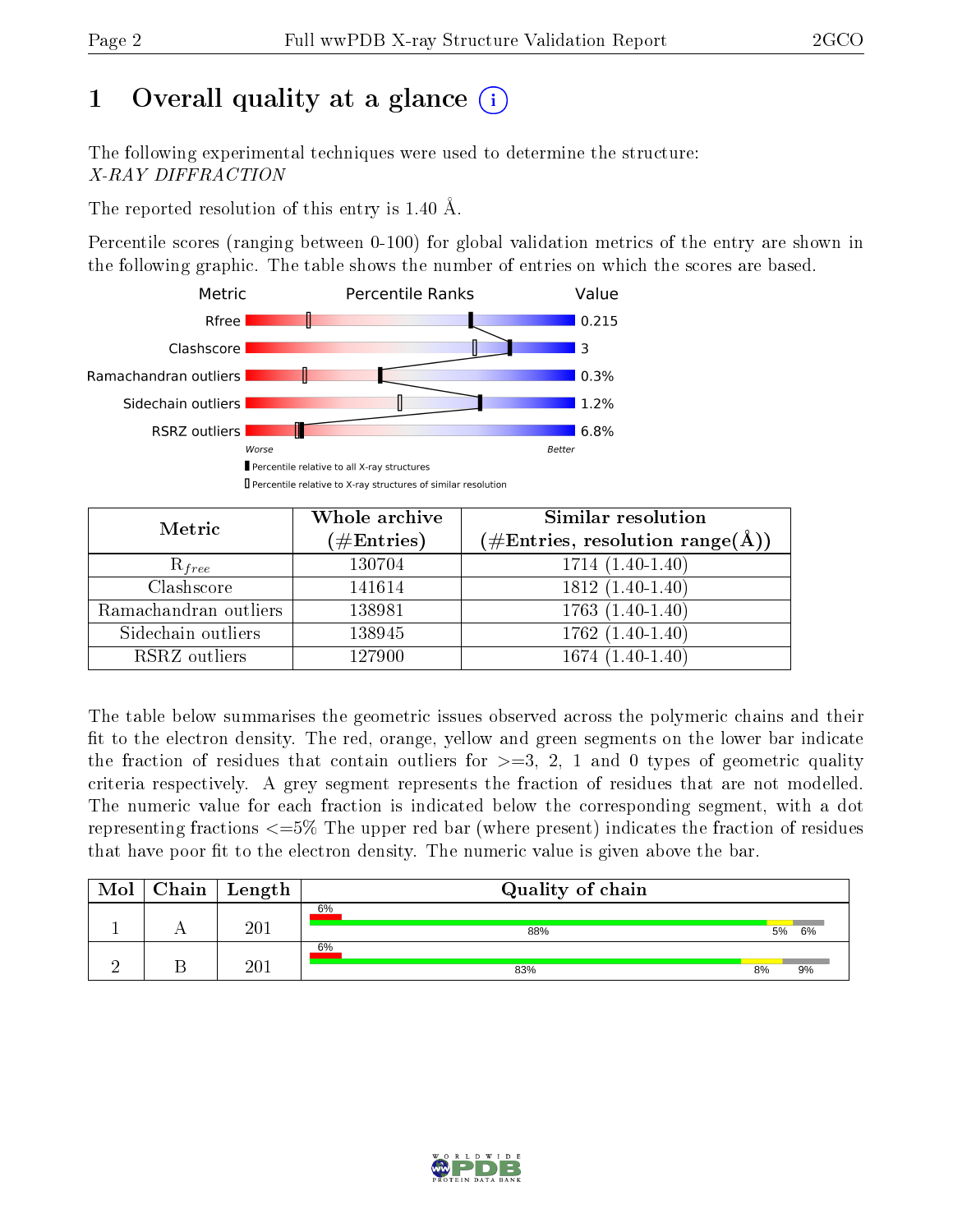# 1 Overall quality at a glance (i)

The following experimental techniques were used to determine the structure:
*X-RAY DIFFRACTION*

The reported resolution of this entry is 1.40 Å.

Percentile scores (ranging between 0-100) for global validation metrics of the entry are shown in the following graphic. The table shows the number of entries on which the scores are based.

| Metric | Value |
|---|---|
| Rfree | 0.215 |
| Clashscore | 3 |
| Ramachandran outliers | 0.3% |
| Sidechain outliers | 1.2% |
| RSRZ outliers | 6.8% |

Worse ... Better

▮ Percentile relative to all X-ray structures
▯ Percentile relative to X-ray structures of similar resolution

| Metric | Whole archive (#Entries) | Similar resolution (#Entries, resolution range(Å)) |
|---|---|---|
| $R_{free}$ | 130704 | 1714 (1.40-1.40) |
| Clashscore | 141614 | 1812 (1.40-1.40) |
| Ramachandran outliers | 138981 | 1763 (1.40-1.40) |
| Sidechain outliers | 138945 | 1762 (1.40-1.40) |
| RSRZ outliers | 127900 | 1674 (1.40-1.40) |

The table below summarises the geometric issues observed across the polymeric chains and their fit to the electron density. The red, orange, yellow and green segments on the lower bar indicate the fraction of residues that contain outliers for >=3, 2, 1 and 0 types of geometric quality criteria respectively. A grey segment represents the fraction of residues that are not modelled. The numeric value for each fraction is indicated below the corresponding segment, with a dot representing fractions <=5% The upper red bar (where present) indicates the fraction of residues that have poor fit to the electron density. The numeric value is given above the bar.

| Mol | Chain | Length | Quality of chain |
|---|---|---|---|
| 1 | A | 201 | 6% / 88% · 5% · 6% |
| 2 | B | 201 | 6% / 83% · 8% · 9% |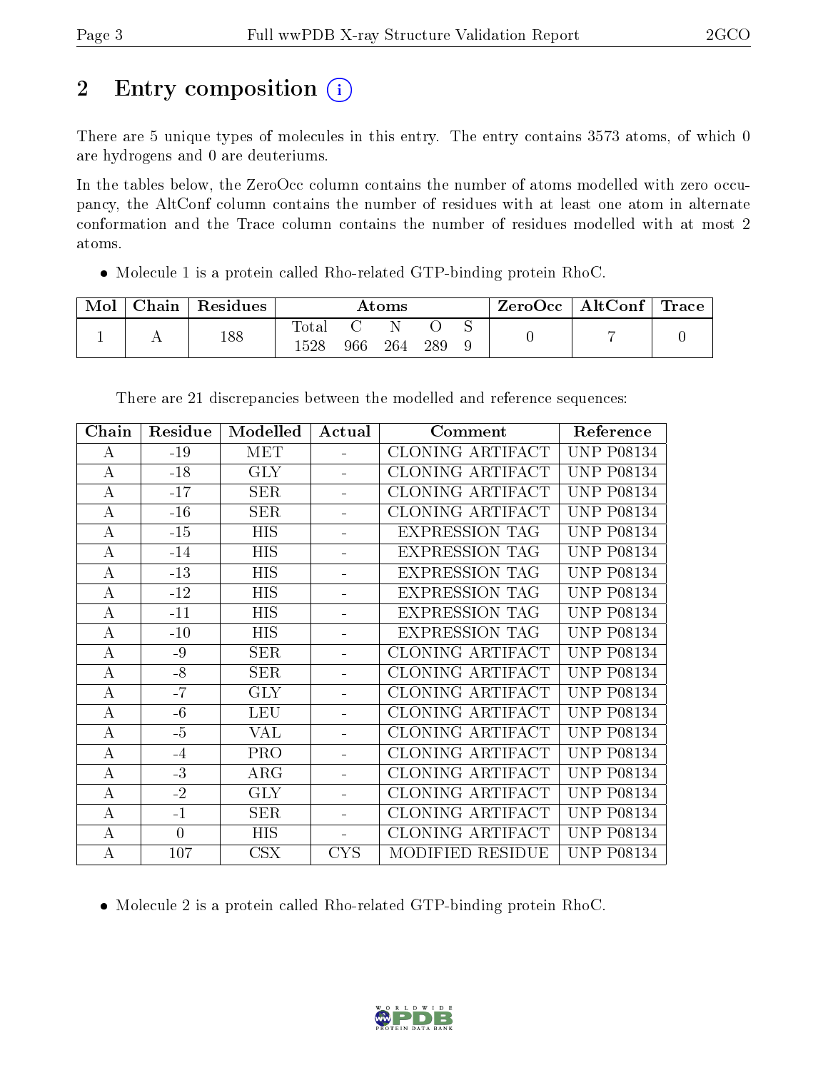# 2 Entry composition (i)

There are 5 unique types of molecules in this entry. The entry contains 3573 atoms, of which 0 are hydrogens and 0 are deuteriums.

In the tables below, the ZeroOcc column contains the number of atoms modelled with zero occupancy, the AltConf column contains the number of residues with at least one atom in alternate conformation and the Trace column contains the number of residues modelled with at most 2 atoms.

- Molecule 1 is a protein called Rho-related GTP-binding protein RhoC.

| Mol | Chain | Residues | Atoms | | | | | ZeroOcc | AltConf | Trace |
|---|---|---|---|---|---|---|---|---|---|---|
| | | | Total | C | N | O | S | | | |
| 1 | A | 188 | 1528 | 966 | 264 | 289 | 9 | 0 | 7 | 0 |

There are 21 discrepancies between the modelled and reference sequences:

| Chain | Residue | Modelled | Actual | Comment | Reference |
|---|---|---|---|---|---|
| A | -19 | MET | - | CLONING ARTIFACT | UNP P08134 |
| A | -18 | GLY | - | CLONING ARTIFACT | UNP P08134 |
| A | -17 | SER | - | CLONING ARTIFACT | UNP P08134 |
| A | -16 | SER | - | CLONING ARTIFACT | UNP P08134 |
| A | -15 | HIS | - | EXPRESSION TAG | UNP P08134 |
| A | -14 | HIS | - | EXPRESSION TAG | UNP P08134 |
| A | -13 | HIS | - | EXPRESSION TAG | UNP P08134 |
| A | -12 | HIS | - | EXPRESSION TAG | UNP P08134 |
| A | -11 | HIS | - | EXPRESSION TAG | UNP P08134 |
| A | -10 | HIS | - | EXPRESSION TAG | UNP P08134 |
| A | -9 | SER | - | CLONING ARTIFACT | UNP P08134 |
| A | -8 | SER | - | CLONING ARTIFACT | UNP P08134 |
| A | -7 | GLY | - | CLONING ARTIFACT | UNP P08134 |
| A | -6 | LEU | - | CLONING ARTIFACT | UNP P08134 |
| A | -5 | VAL | - | CLONING ARTIFACT | UNP P08134 |
| A | -4 | PRO | - | CLONING ARTIFACT | UNP P08134 |
| A | -3 | ARG | - | CLONING ARTIFACT | UNP P08134 |
| A | -2 | GLY | - | CLONING ARTIFACT | UNP P08134 |
| A | -1 | SER | - | CLONING ARTIFACT | UNP P08134 |
| A | 0 | HIS | - | CLONING ARTIFACT | UNP P08134 |
| A | 107 | CSX | CYS | MODIFIED RESIDUE | UNP P08134 |

- Molecule 2 is a protein called Rho-related GTP-binding protein RhoC.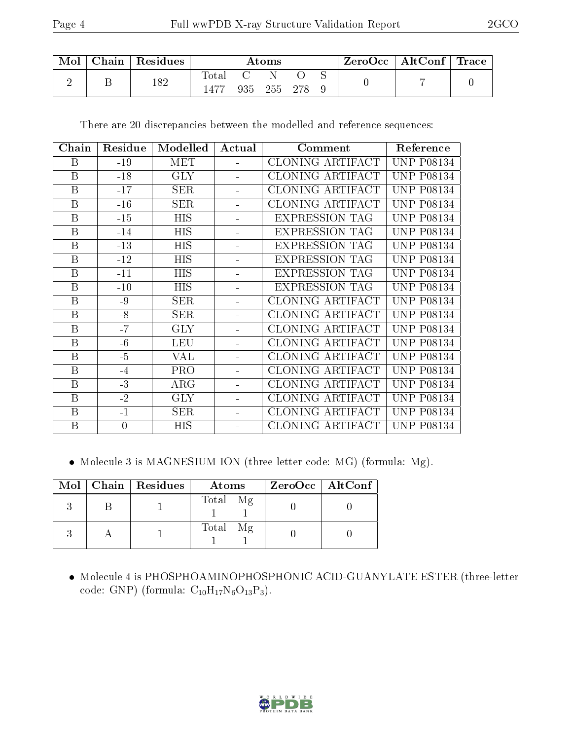| Mol | Chain | Residues | Atoms | | | | | ZeroOcc | AltConf | Trace |
|---|---|---|---|---|---|---|---|---|---|---|
| | | | Total | C | N | O | S | | | |
| 2 | B | 182 | 1477 | 935 | 255 | 278 | 9 | 0 | 7 | 0 |

There are 20 discrepancies between the modelled and reference sequences:

| Chain | Residue | Modelled | Actual | Comment | Reference |
|---|---|---|---|---|---|
| B | -19 | MET | - | CLONING ARTIFACT | UNP P08134 |
| B | -18 | GLY | - | CLONING ARTIFACT | UNP P08134 |
| B | -17 | SER | - | CLONING ARTIFACT | UNP P08134 |
| B | -16 | SER | - | CLONING ARTIFACT | UNP P08134 |
| B | -15 | HIS | - | EXPRESSION TAG | UNP P08134 |
| B | -14 | HIS | - | EXPRESSION TAG | UNP P08134 |
| B | -13 | HIS | - | EXPRESSION TAG | UNP P08134 |
| B | -12 | HIS | - | EXPRESSION TAG | UNP P08134 |
| B | -11 | HIS | - | EXPRESSION TAG | UNP P08134 |
| B | -10 | HIS | - | EXPRESSION TAG | UNP P08134 |
| B | -9 | SER | - | CLONING ARTIFACT | UNP P08134 |
| B | -8 | SER | - | CLONING ARTIFACT | UNP P08134 |
| B | -7 | GLY | - | CLONING ARTIFACT | UNP P08134 |
| B | -6 | LEU | - | CLONING ARTIFACT | UNP P08134 |
| B | -5 | VAL | - | CLONING ARTIFACT | UNP P08134 |
| B | -4 | PRO | - | CLONING ARTIFACT | UNP P08134 |
| B | -3 | ARG | - | CLONING ARTIFACT | UNP P08134 |
| B | -2 | GLY | - | CLONING ARTIFACT | UNP P08134 |
| B | -1 | SER | - | CLONING ARTIFACT | UNP P08134 |
| B | 0 | HIS | - | CLONING ARTIFACT | UNP P08134 |

- Molecule 3 is MAGNESIUM ION (three-letter code: MG) (formula: Mg).

| Mol | Chain | Residues | Atoms | | ZeroOcc | AltConf |
|---|---|---|---|---|---|---|
| | | | Total | Mg | | |
| 3 | B | 1 | 1 | 1 | 0 | 0 |
| 3 | A | 1 | 1 | 1 | 0 | 0 |

- Molecule 4 is PHOSPHOAMINOPHOSPHONIC ACID-GUANYLATE ESTER (three-letter code: GNP) (formula: $C_{10}H_{17}N_6O_{13}P_3$).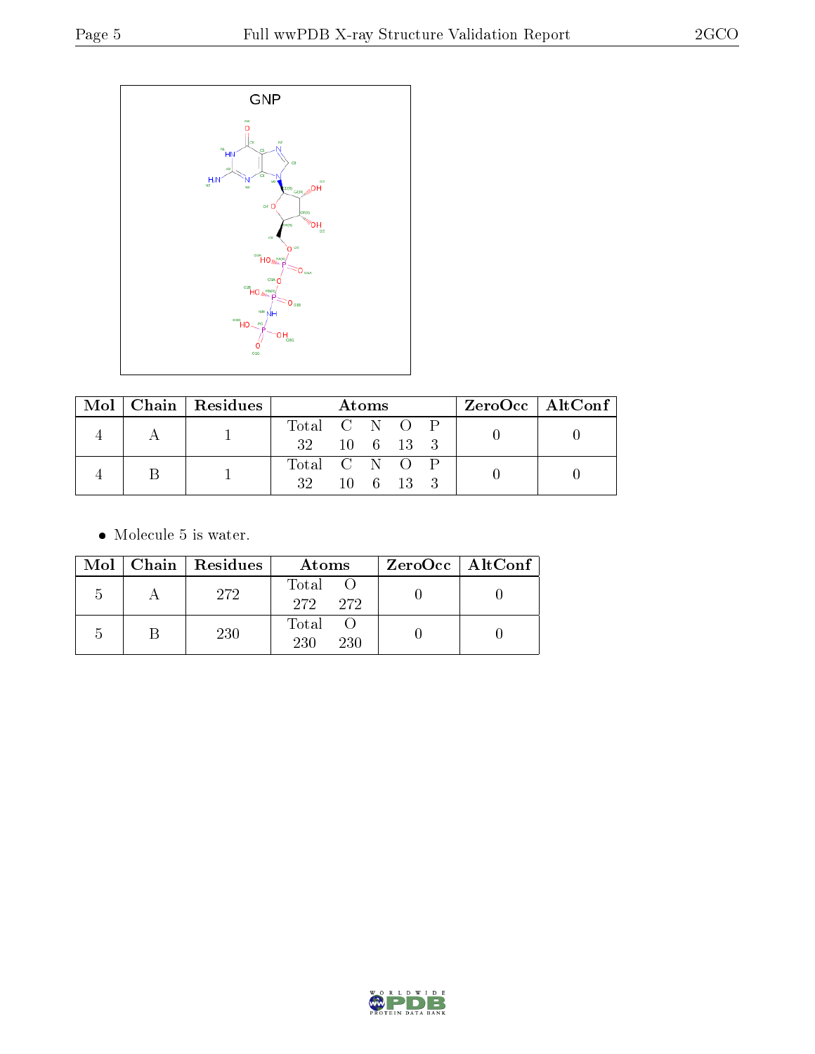GNP

| Mol | Chain | Residues | Atoms | | | | | ZeroOcc | AltConf |
|---|---|---|---|---|---|---|---|---|---|
| | | | Total | C | N | O | P | | |
| 4 | A | 1 | 32 | 10 | 6 | 13 | 3 | 0 | 0 |
| 4 | B | 1 | 32 | 10 | 6 | 13 | 3 | 0 | 0 |

- Molecule 5 is water.

| Mol | Chain | Residues | Atoms | | ZeroOcc | AltConf |
|---|---|---|---|---|---|---|
| | | | Total | O | | |
| 5 | A | 272 | 272 | 272 | 0 | 0 |
| 5 | B | 230 | 230 | 230 | 0 | 0 |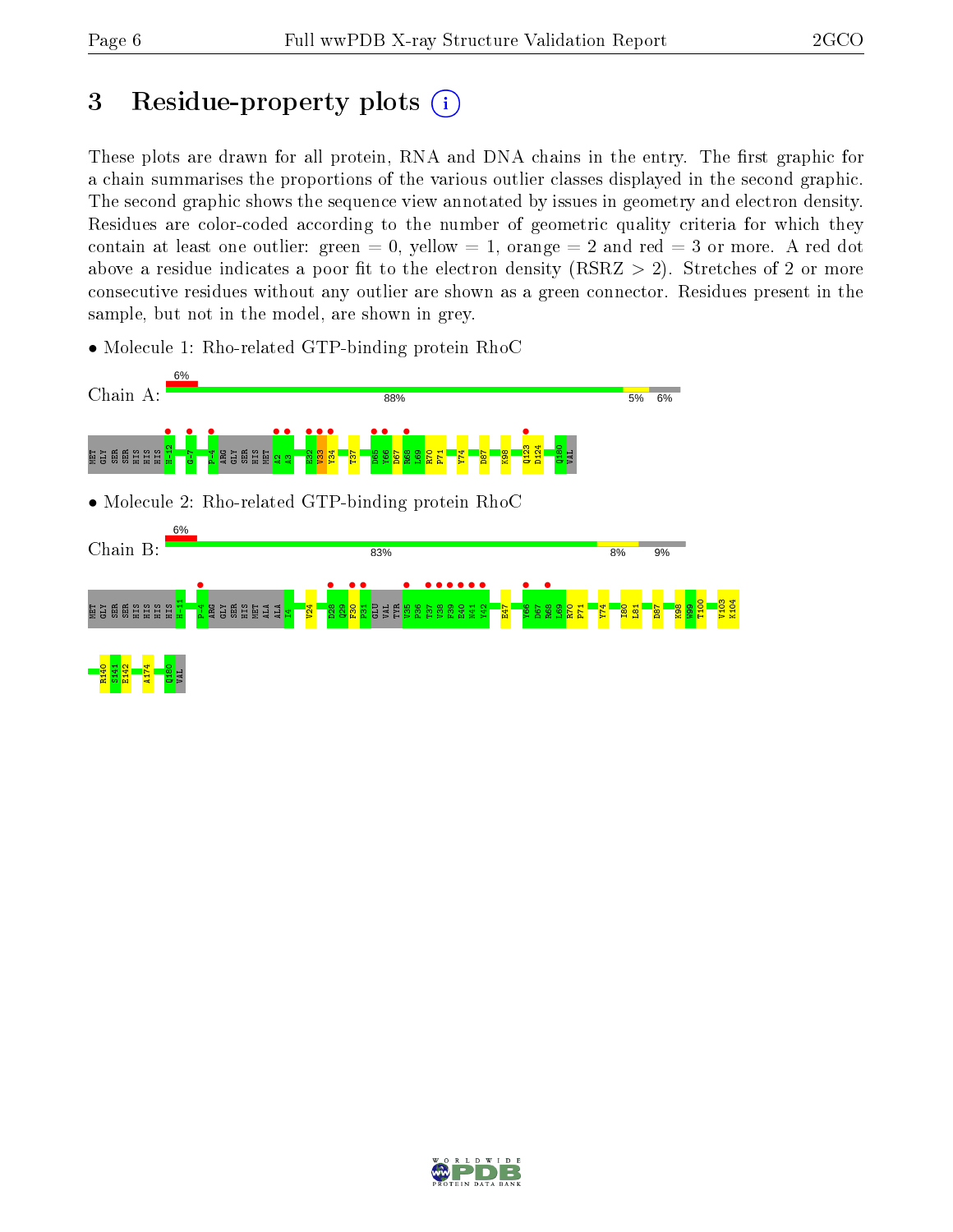# 3 Residue-property plots

These plots are drawn for all protein, RNA and DNA chains in the entry. The first graphic for a chain summarises the proportions of the various outlier classes displayed in the second graphic. The second graphic shows the sequence view annotated by issues in geometry and electron density. Residues are color-coded according to the number of geometric quality criteria for which they contain at least one outlier: green = 0, yellow = 1, orange = 2 and red = 3 or more. A red dot above a residue indicates a poor fit to the electron density (RSRZ > 2). Stretches of 2 or more consecutive residues without any outlier are shown as a green connector. Residues present in the sample, but not in the model, are shown in grey.

- Molecule 1: Rho-related GTP-binding protein RhoC

Chain A: 6% | 88% | 5% | 6%

MET GLY SER SER HIS HIS HIS H-12 G-7 P-4 ARG GLY SER HIS MET A2 A3 E32 V33 Y34 T37 D65 Y66 D67 R68 L69 R70 P71 Y74 D87 K98 Q123 D124 Q180 VAL

- Molecule 2: Rho-related GTP-binding protein RhoC

Chain B: 6% | 83% | 8% | 9%

MET GLY SER SER HIS HIS HIS HIS H-11 P-4 ARG GLY SER HIS MET ALA ALA I4 V24 D28 Q29 F30 P31 GLU VAL TYR V35 P36 T37 V38 F39 E40 N41 Y42 E47 Y66 D67 R68 L69 R70 P71 Y74 I80 L81 D87 K98 W99 T100 V103 K104 R140 S141 E142 A174 Q180 VAL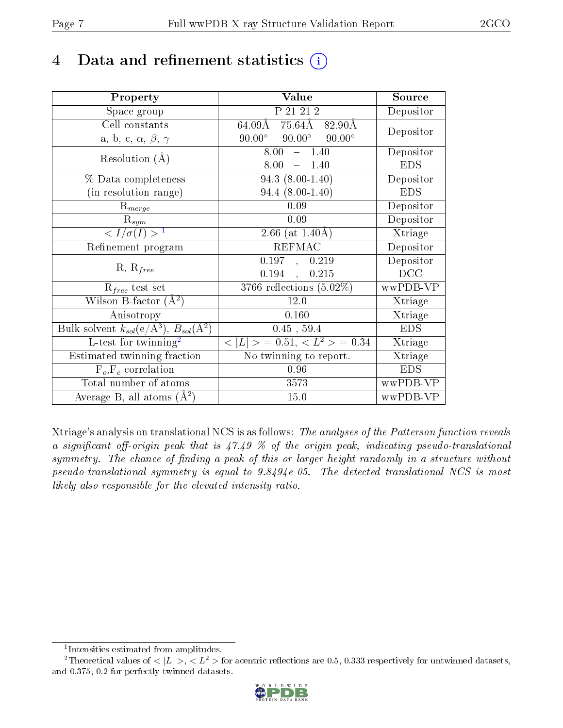# 4 Data and refinement statistics (i)

| Property | Value | Source |
|---|---|---|
| Space group | P 21 21 2 | Depositor |
| Cell constants<br>a, b, c, $\alpha$, $\beta$, $\gamma$ | 64.09Å 75.64Å 82.90Å<br>90.00° 90.00° 90.00° | Depositor |
| Resolution (Å) | 8.00 – 1.40<br>8.00 – 1.40 | Depositor<br>EDS |
| % Data completeness<br>(in resolution range) | 94.3 (8.00-1.40)<br>94.4 (8.00-1.40) | Depositor<br>EDS |
| $R_{merge}$ | 0.09 | Depositor |
| $R_{sym}$ | 0.09 | Depositor |
| $< I/\sigma(I) >$ [1] | 2.66 (at 1.40Å) | Xtriage |
| Refinement program | REFMAC | Depositor |
| R, $R_{free}$ | 0.197 , 0.219<br>0.194 , 0.215 | Depositor<br>DCC |
| $R_{free}$ test set | 3766 reflections (5.02%) | wwPDB-VP |
| Wilson B-factor (Å$^2$) | 12.0 | Xtriage |
| Anisotropy | 0.160 | Xtriage |
| Bulk solvent $k_{sol}$(e/Å$^3$), $B_{sol}$(Å$^2$) | 0.45 , 59.4 | EDS |
| L-test for twinning[2] | $< \|L\| >$ = 0.51, $< L^2 >$ = 0.34 | Xtriage |
| Estimated twinning fraction | No twinning to report. | Xtriage |
| $F_o$,$F_c$ correlation | 0.96 | EDS |
| Total number of atoms | 3573 | wwPDB-VP |
| Average B, all atoms (Å$^2$) | 15.0 | wwPDB-VP |

Xtriage's analysis on translational NCS is as follows: *The analyses of the Patterson function reveals a significant off-origin peak that is 47.49 % of the origin peak, indicating pseudo-translational symmetry. The chance of finding a peak of this or larger height randomly in a structure without pseudo-translational symmetry is equal to 9.8494e-05. The detected translational NCS is most likely also responsible for the elevated intensity ratio.*

[1] Intensities estimated from amplitudes.

[2] Theoretical values of $< |L| >$, $< L^2 >$ for acentric reflections are 0.5, 0.333 respectively for untwinned datasets, and 0.375, 0.2 for perfectly twinned datasets.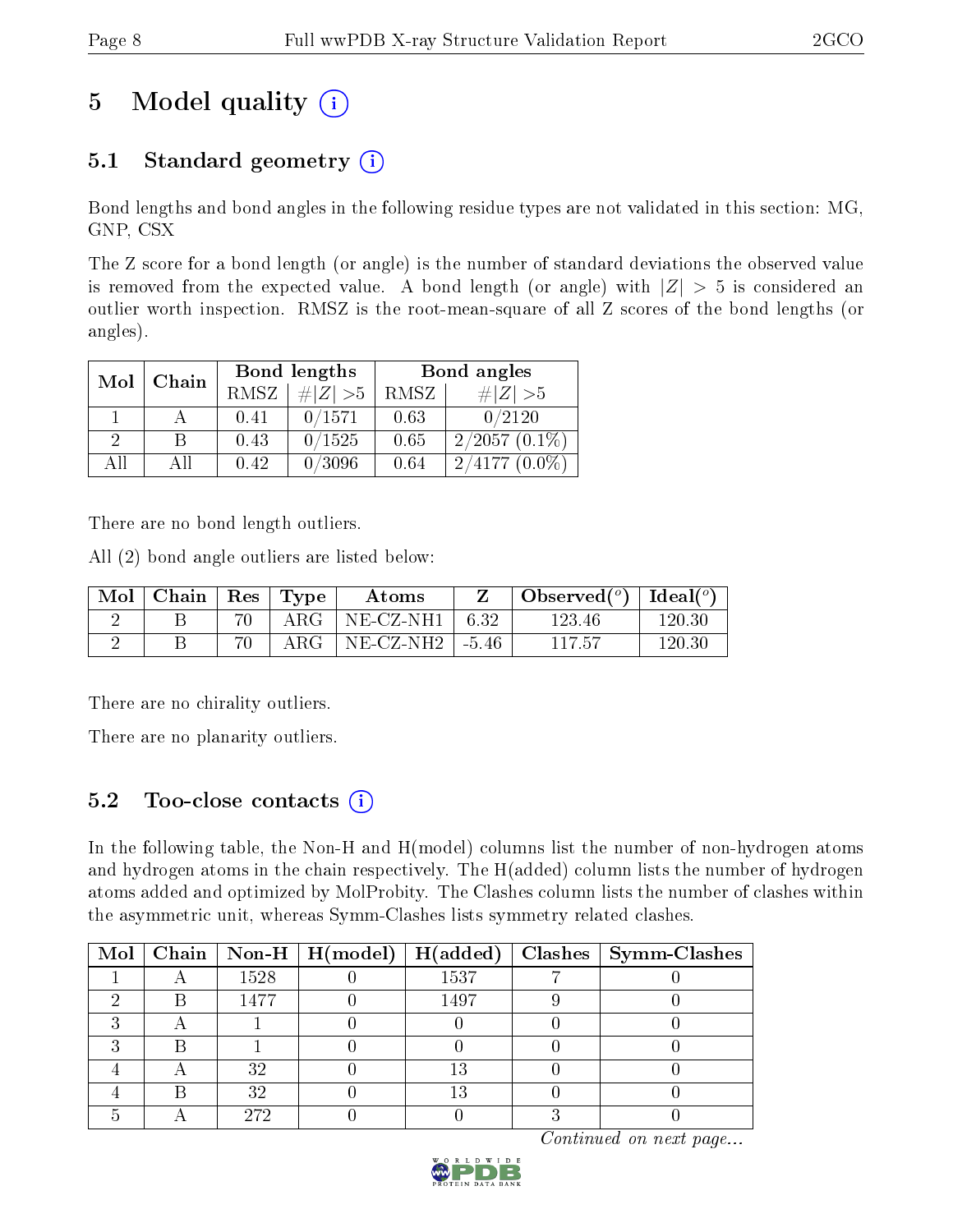# 5 Model quality

## 5.1 Standard geometry

Bond lengths and bond angles in the following residue types are not validated in this section: MG, GNP, CSX

The Z score for a bond length (or angle) is the number of standard deviations the observed value is removed from the expected value. A bond length (or angle) with $|Z| > 5$ is considered an outlier worth inspection. RMSZ is the root-mean-square of all Z scores of the bond lengths (or angles).

| Mol | Chain | Bond lengths | | Bond angles | |
|---|---|---|---|---|---|
| | | RMSZ | #\|Z\| >5 | RMSZ | #\|Z\| >5 |
| 1 | A | 0.41 | 0/1571 | 0.63 | 0/2120 |
| 2 | B | 0.43 | 0/1525 | 0.65 | 2/2057 (0.1%) |
| All | All | 0.42 | 0/3096 | 0.64 | 2/4177 (0.0%) |

There are no bond length outliers.

All (2) bond angle outliers are listed below:

| Mol | Chain | Res | Type | Atoms | Z | Observed(°) | Ideal(°) |
|---|---|---|---|---|---|---|---|
| 2 | B | 70 | ARG | NE-CZ-NH1 | 6.32 | 123.46 | 120.30 |
| 2 | B | 70 | ARG | NE-CZ-NH2 | -5.46 | 117.57 | 120.30 |

There are no chirality outliers.

There are no planarity outliers.

## 5.2 Too-close contacts

In the following table, the Non-H and H(model) columns list the number of non-hydrogen atoms and hydrogen atoms in the chain respectively. The H(added) column lists the number of hydrogen atoms added and optimized by MolProbity. The Clashes column lists the number of clashes within the asymmetric unit, whereas Symm-Clashes lists symmetry related clashes.

| Mol | Chain | Non-H | H(model) | H(added) | Clashes | Symm-Clashes |
|---|---|---|---|---|---|---|
| 1 | A | 1528 | 0 | 1537 | 7 | 0 |
| 2 | B | 1477 | 0 | 1497 | 9 | 0 |
| 3 | A | 1 | 0 | 0 | 0 | 0 |
| 3 | B | 1 | 0 | 0 | 0 | 0 |
| 4 | A | 32 | 0 | 13 | 0 | 0 |
| 4 | B | 32 | 0 | 13 | 0 | 0 |
| 5 | A | 272 | 0 | 0 | 3 | 0 |

*Continued on next page...*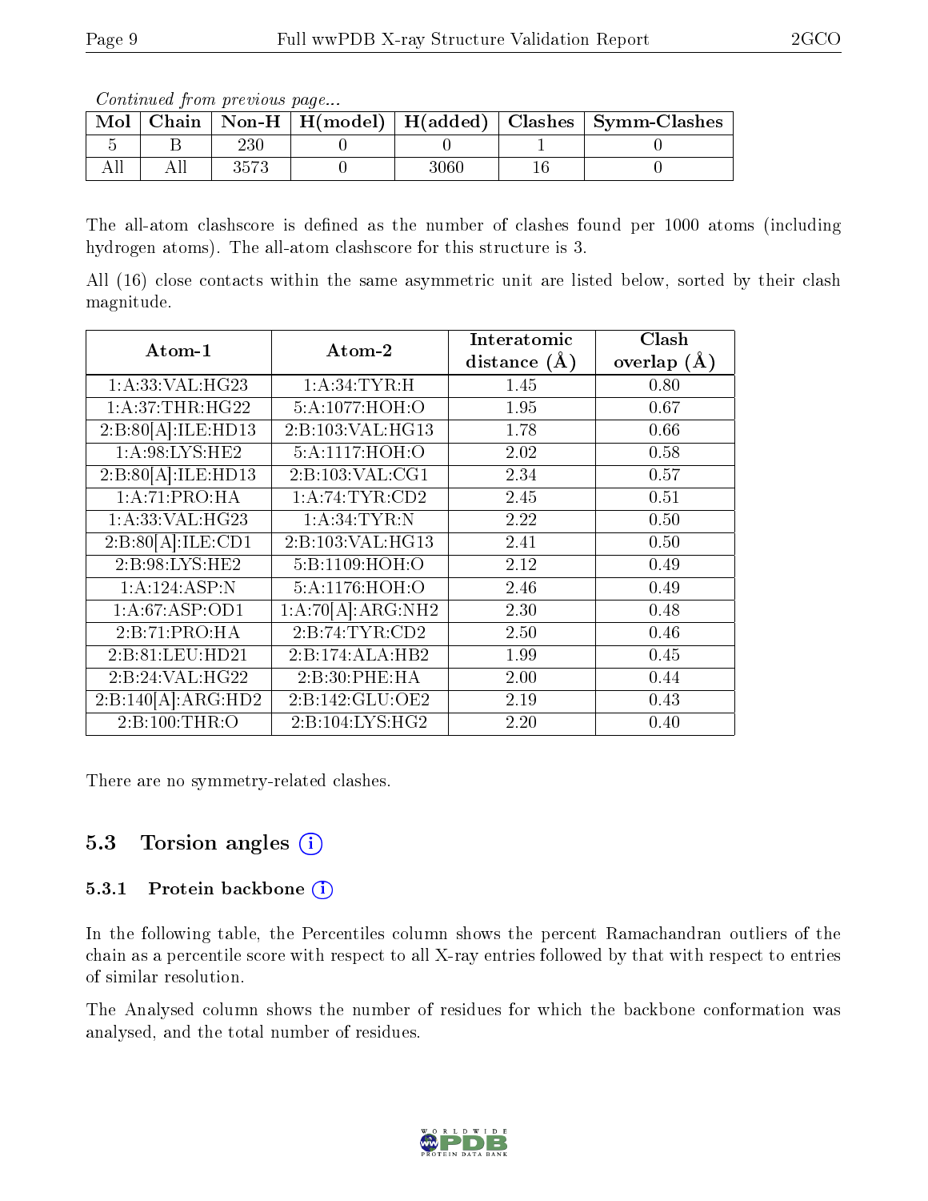*Continued from previous page...*

| Mol | Chain | Non-H | H(model) | H(added) | Clashes | Symm-Clashes |
|---|---|---|---|---|---|---|
| 5 | B | 230 | 0 | 0 | 1 | 0 |
| All | All | 3573 | 0 | 3060 | 16 | 0 |

The all-atom clashscore is defined as the number of clashes found per 1000 atoms (including hydrogen atoms). The all-atom clashscore for this structure is 3.

All (16) close contacts within the same asymmetric unit are listed below, sorted by their clash magnitude.

| Atom-1 | Atom-2 | Interatomic distance (Å) | Clash overlap (Å) |
|---|---|---|---|
| 1:A:33:VAL:HG23 | 1:A:34:TYR:H | 1.45 | 0.80 |
| 1:A:37:THR:HG22 | 5:A:1077:HOH:O | 1.95 | 0.67 |
| 2:B:80[A]:ILE:HD13 | 2:B:103:VAL:HG13 | 1.78 | 0.66 |
| 1:A:98:LYS:HE2 | 5:A:1117:HOH:O | 2.02 | 0.58 |
| 2:B:80[A]:ILE:HD13 | 2:B:103:VAL:CG1 | 2.34 | 0.57 |
| 1:A:71:PRO:HA | 1:A:74:TYR:CD2 | 2.45 | 0.51 |
| 1:A:33:VAL:HG23 | 1:A:34:TYR:N | 2.22 | 0.50 |
| 2:B:80[A]:ILE:CD1 | 2:B:103:VAL:HG13 | 2.41 | 0.50 |
| 2:B:98:LYS:HE2 | 5:B:1109:HOH:O | 2.12 | 0.49 |
| 1:A:124:ASP:N | 5:A:1176:HOH:O | 2.46 | 0.49 |
| 1:A:67:ASP:OD1 | 1:A:70[A]:ARG:NH2 | 2.30 | 0.48 |
| 2:B:71:PRO:HA | 2:B:74:TYR:CD2 | 2.50 | 0.46 |
| 2:B:81:LEU:HD21 | 2:B:174:ALA:HB2 | 1.99 | 0.45 |
| 2:B:24:VAL:HG22 | 2:B:30:PHE:HA | 2.00 | 0.44 |
| 2:B:140[A]:ARG:HD2 | 2:B:142:GLU:OE2 | 2.19 | 0.43 |
| 2:B:100:THR:O | 2:B:104:LYS:HG2 | 2.20 | 0.40 |

There are no symmetry-related clashes.

## 5.3 Torsion angles

### 5.3.1 Protein backbone

In the following table, the Percentiles column shows the percent Ramachandran outliers of the chain as a percentile score with respect to all X-ray entries followed by that with respect to entries of similar resolution.

The Analysed column shows the number of residues for which the backbone conformation was analysed, and the total number of residues.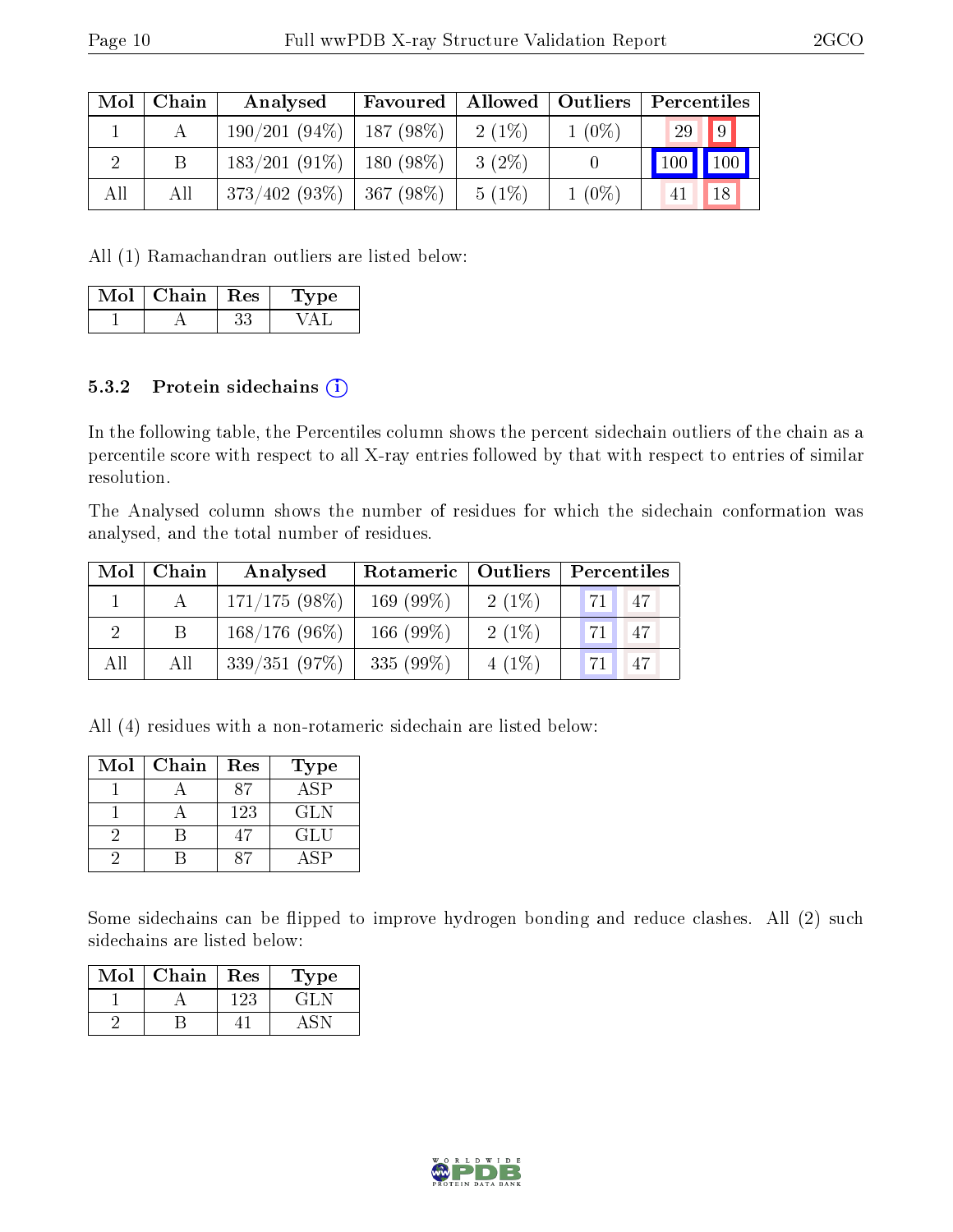| Mol | Chain | Analysed | Favoured | Allowed | Outliers | Percentiles | |
|---|---|---|---|---|---|---|---|
| 1 | A | 190/201 (94%) | 187 (98%) | 2 (1%) | 1 (0%) | 29 | 9 |
| 2 | B | 183/201 (91%) | 180 (98%) | 3 (2%) | 0 | 100 | 100 |
| All | All | 373/402 (93%) | 367 (98%) | 5 (1%) | 1 (0%) | 41 | 18 |

All (1) Ramachandran outliers are listed below:

| Mol | Chain | Res | Type |
|---|---|---|---|
| 1 | A | 33 | VAL |

### 5.3.2 Protein sidechains

In the following table, the Percentiles column shows the percent sidechain outliers of the chain as a percentile score with respect to all X-ray entries followed by that with respect to entries of similar resolution.

The Analysed column shows the number of residues for which the sidechain conformation was analysed, and the total number of residues.

| Mol | Chain | Analysed | Rotameric | Outliers | Percentiles | |
|---|---|---|---|---|---|---|
| 1 | A | 171/175 (98%) | 169 (99%) | 2 (1%) | 71 | 47 |
| 2 | B | 168/176 (96%) | 166 (99%) | 2 (1%) | 71 | 47 |
| All | All | 339/351 (97%) | 335 (99%) | 4 (1%) | 71 | 47 |

All (4) residues with a non-rotameric sidechain are listed below:

| Mol | Chain | Res | Type |
|---|---|---|---|
| 1 | A | 87 | ASP |
| 1 | A | 123 | GLN |
| 2 | B | 47 | GLU |
| 2 | B | 87 | ASP |

Some sidechains can be flipped to improve hydrogen bonding and reduce clashes. All (2) such sidechains are listed below:

| Mol | Chain | Res | Type |
|---|---|---|---|
| 1 | A | 123 | GLN |
| 2 | B | 41 | ASN |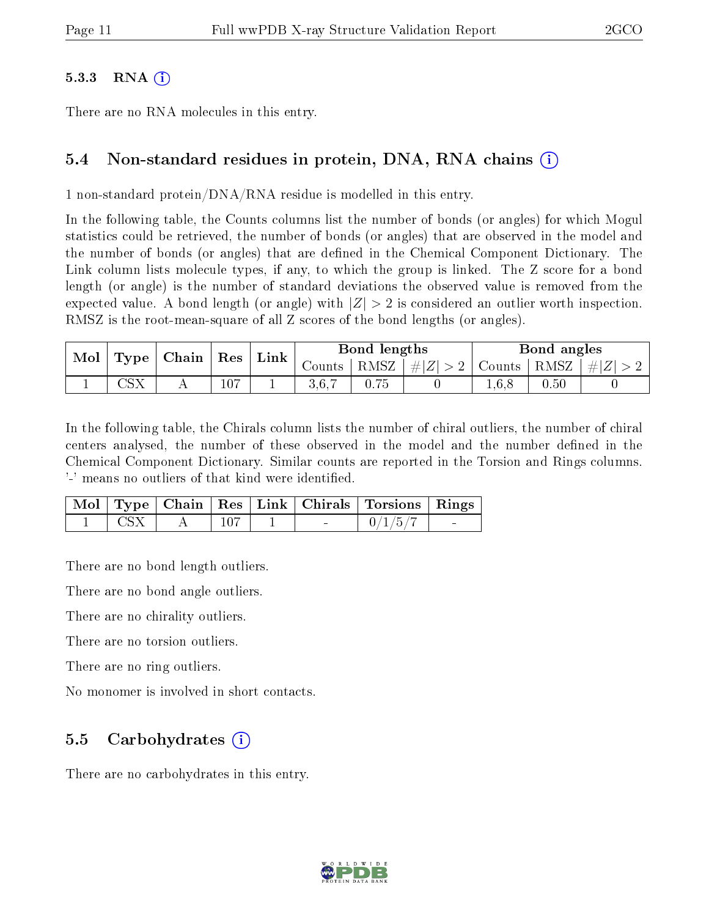### 5.3.3 RNA (i)

There are no RNA molecules in this entry.

## 5.4 Non-standard residues in protein, DNA, RNA chains (i)

1 non-standard protein/DNA/RNA residue is modelled in this entry.

In the following table, the Counts columns list the number of bonds (or angles) for which Mogul statistics could be retrieved, the number of bonds (or angles) that are observed in the model and the number of bonds (or angles) that are defined in the Chemical Component Dictionary. The Link column lists molecule types, if any, to which the group is linked. The Z score for a bond length (or angle) is the number of standard deviations the observed value is removed from the expected value. A bond length (or angle) with $|Z| > 2$ is considered an outlier worth inspection. RMSZ is the root-mean-square of all Z scores of the bond lengths (or angles).

| Mol | Type | Chain | Res | Link | Bond lengths | | | Bond angles | | |
|---|---|---|---|---|---|---|---|---|---|---|
| | | | | | Counts | RMSZ | $\#\|Z\| > 2$ | Counts | RMSZ | $\#\|Z\| > 2$ |
| 1 | CSX | A | 107 | 1 | 3,6,7 | 0.75 | 0 | 1,6,8 | 0.50 | 0 |

In the following table, the Chirals column lists the number of chiral outliers, the number of chiral centers analysed, the number of these observed in the model and the number defined in the Chemical Component Dictionary. Similar counts are reported in the Torsion and Rings columns. '-' means no outliers of that kind were identified.

| Mol | Type | Chain | Res | Link | Chirals | Torsions | Rings |
|---|---|---|---|---|---|---|---|
| 1 | CSX | A | 107 | 1 | - | 0/1/5/7 | - |

There are no bond length outliers.

There are no bond angle outliers.

There are no chirality outliers.

There are no torsion outliers.

There are no ring outliers.

No monomer is involved in short contacts.

## 5.5 Carbohydrates (i)

There are no carbohydrates in this entry.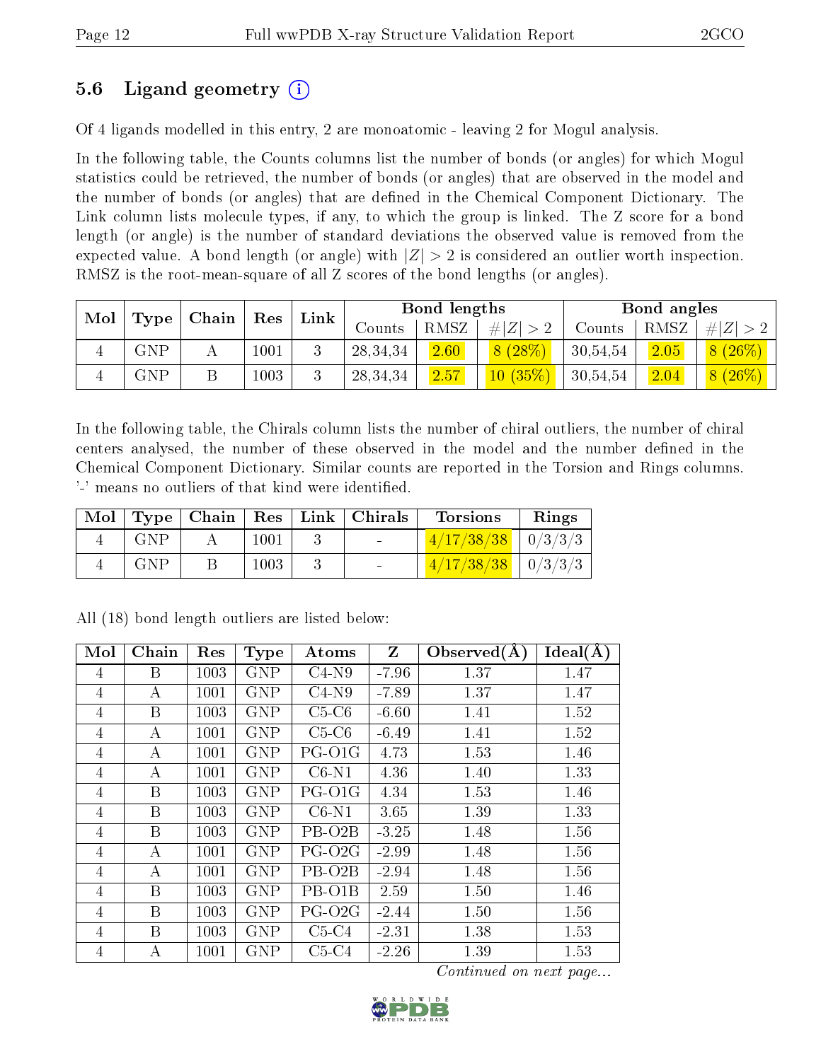### 5.6 Ligand geometry (i)

Of 4 ligands modelled in this entry, 2 are monoatomic - leaving 2 for Mogul analysis.

In the following table, the Counts columns list the number of bonds (or angles) for which Mogul statistics could be retrieved, the number of bonds (or angles) that are observed in the model and the number of bonds (or angles) that are defined in the Chemical Component Dictionary. The Link column lists molecule types, if any, to which the group is linked. The Z score for a bond length (or angle) is the number of standard deviations the observed value is removed from the expected value. A bond length (or angle) with $|Z| > 2$ is considered an outlier worth inspection. RMSZ is the root-mean-square of all Z scores of the bond lengths (or angles).

| Mol | Type | Chain | Res | Link | Bond lengths | | | Bond angles | | |
|---|---|---|---|---|---|---|---|---|---|---|
| | | | | | Counts | RMSZ | $\#\|Z\| > 2$ | Counts | RMSZ | $\#\|Z\| > 2$ |
| 4 | GNP | A | 1001 | 3 | 28,34,34 | 2.60 | 8 (28%) | 30,54,54 | 2.05 | 8 (26%) |
| 4 | GNP | B | 1003 | 3 | 28,34,34 | 2.57 | 10 (35%) | 30,54,54 | 2.04 | 8 (26%) |

In the following table, the Chirals column lists the number of chiral outliers, the number of chiral centers analysed, the number of these observed in the model and the number defined in the Chemical Component Dictionary. Similar counts are reported in the Torsion and Rings columns. '-' means no outliers of that kind were identified.

| Mol | Type | Chain | Res | Link | Chirals | Torsions | Rings |
|---|---|---|---|---|---|---|---|
| 4 | GNP | A | 1001 | 3 | - | 4/17/38/38 | 0/3/3/3 |
| 4 | GNP | B | 1003 | 3 | - | 4/17/38/38 | 0/3/3/3 |

All (18) bond length outliers are listed below:

| Mol | Chain | Res | Type | Atoms | Z | Observed(Å) | Ideal(Å) |
|---|---|---|---|---|---|---|---|
| 4 | B | 1003 | GNP | C4-N9 | -7.96 | 1.37 | 1.47 |
| 4 | A | 1001 | GNP | C4-N9 | -7.89 | 1.37 | 1.47 |
| 4 | B | 1003 | GNP | C5-C6 | -6.60 | 1.41 | 1.52 |
| 4 | A | 1001 | GNP | C5-C6 | -6.49 | 1.41 | 1.52 |
| 4 | A | 1001 | GNP | PG-O1G | 4.73 | 1.53 | 1.46 |
| 4 | A | 1001 | GNP | C6-N1 | 4.36 | 1.40 | 1.33 |
| 4 | B | 1003 | GNP | PG-O1G | 4.34 | 1.53 | 1.46 |
| 4 | B | 1003 | GNP | C6-N1 | 3.65 | 1.39 | 1.33 |
| 4 | B | 1003 | GNP | PB-O2B | -3.25 | 1.48 | 1.56 |
| 4 | A | 1001 | GNP | PG-O2G | -2.99 | 1.48 | 1.56 |
| 4 | A | 1001 | GNP | PB-O2B | -2.94 | 1.48 | 1.56 |
| 4 | B | 1003 | GNP | PB-O1B | 2.59 | 1.50 | 1.46 |
| 4 | B | 1003 | GNP | PG-O2G | -2.44 | 1.50 | 1.56 |
| 4 | B | 1003 | GNP | C5-C4 | -2.31 | 1.38 | 1.53 |
| 4 | A | 1001 | GNP | C5-C4 | -2.26 | 1.39 | 1.53 |

*Continued on next page...*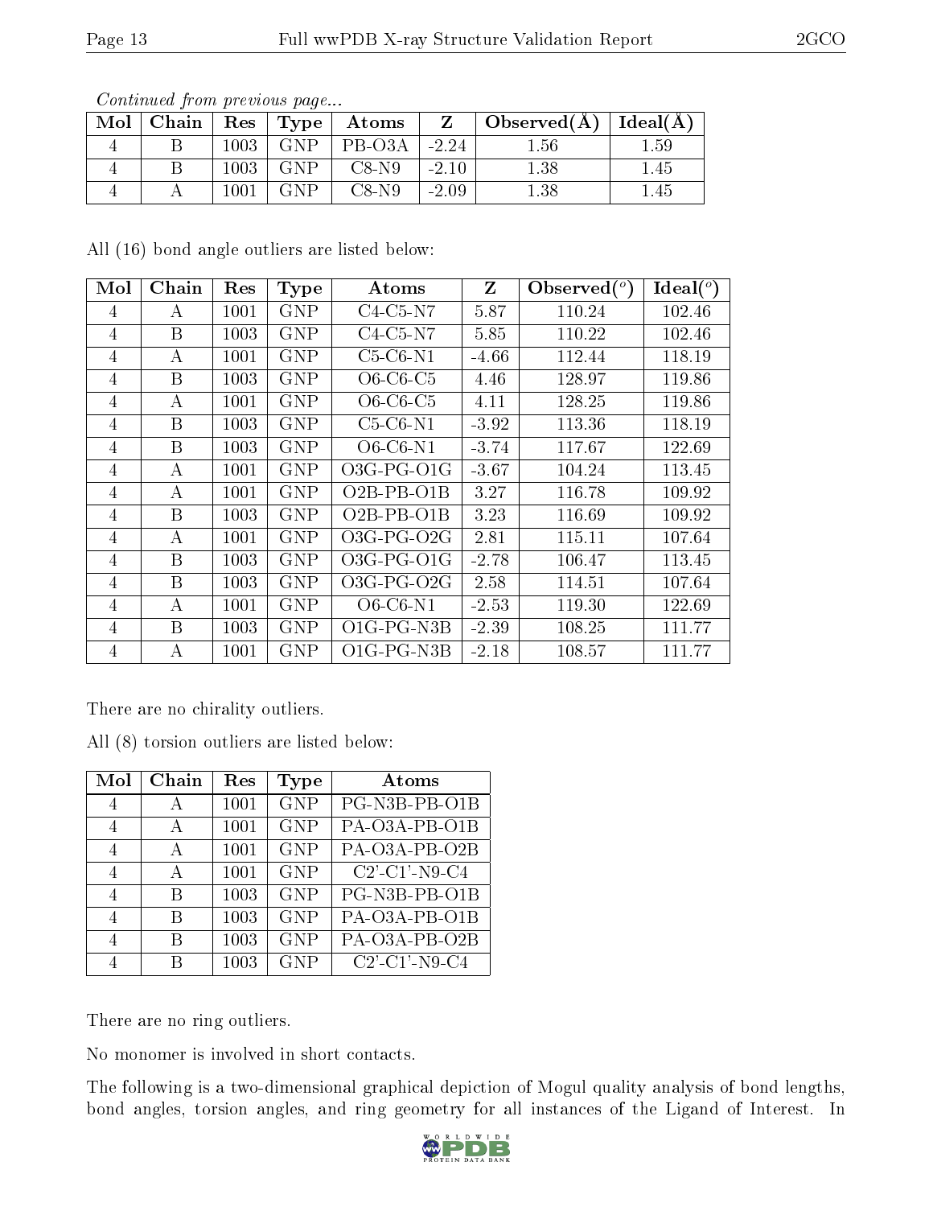*Continued from previous page...*

| Mol | Chain | Res | Type | Atoms | Z | Observed(Å) | Ideal(Å) |
|---|---|---|---|---|---|---|---|
| 4 | B | 1003 | GNP | PB-O3A | -2.24 | 1.56 | 1.59 |
| 4 | B | 1003 | GNP | C8-N9 | -2.10 | 1.38 | 1.45 |
| 4 | A | 1001 | GNP | C8-N9 | -2.09 | 1.38 | 1.45 |

All (16) bond angle outliers are listed below:

| Mol | Chain | Res | Type | Atoms | Z | Observed(°) | Ideal(°) |
|---|---|---|---|---|---|---|---|
| 4 | A | 1001 | GNP | C4-C5-N7 | 5.87 | 110.24 | 102.46 |
| 4 | B | 1003 | GNP | C4-C5-N7 | 5.85 | 110.22 | 102.46 |
| 4 | A | 1001 | GNP | C5-C6-N1 | -4.66 | 112.44 | 118.19 |
| 4 | B | 1003 | GNP | O6-C6-C5 | 4.46 | 128.97 | 119.86 |
| 4 | A | 1001 | GNP | O6-C6-C5 | 4.11 | 128.25 | 119.86 |
| 4 | B | 1003 | GNP | C5-C6-N1 | -3.92 | 113.36 | 118.19 |
| 4 | B | 1003 | GNP | O6-C6-N1 | -3.74 | 117.67 | 122.69 |
| 4 | A | 1001 | GNP | O3G-PG-O1G | -3.67 | 104.24 | 113.45 |
| 4 | A | 1001 | GNP | O2B-PB-O1B | 3.27 | 116.78 | 109.92 |
| 4 | B | 1003 | GNP | O2B-PB-O1B | 3.23 | 116.69 | 109.92 |
| 4 | A | 1001 | GNP | O3G-PG-O2G | 2.81 | 115.11 | 107.64 |
| 4 | B | 1003 | GNP | O3G-PG-O1G | -2.78 | 106.47 | 113.45 |
| 4 | B | 1003 | GNP | O3G-PG-O2G | 2.58 | 114.51 | 107.64 |
| 4 | A | 1001 | GNP | O6-C6-N1 | -2.53 | 119.30 | 122.69 |
| 4 | B | 1003 | GNP | O1G-PG-N3B | -2.39 | 108.25 | 111.77 |
| 4 | A | 1001 | GNP | O1G-PG-N3B | -2.18 | 108.57 | 111.77 |

There are no chirality outliers.

All (8) torsion outliers are listed below:

| Mol | Chain | Res | Type | Atoms |
|---|---|---|---|---|
| 4 | A | 1001 | GNP | PG-N3B-PB-O1B |
| 4 | A | 1001 | GNP | PA-O3A-PB-O1B |
| 4 | A | 1001 | GNP | PA-O3A-PB-O2B |
| 4 | A | 1001 | GNP | C2'-C1'-N9-C4 |
| 4 | B | 1003 | GNP | PG-N3B-PB-O1B |
| 4 | B | 1003 | GNP | PA-O3A-PB-O1B |
| 4 | B | 1003 | GNP | PA-O3A-PB-O2B |
| 4 | B | 1003 | GNP | C2'-C1'-N9-C4 |

There are no ring outliers.

No monomer is involved in short contacts.

The following is a two-dimensional graphical depiction of Mogul quality analysis of bond lengths, bond angles, torsion angles, and ring geometry for all instances of the Ligand of Interest. In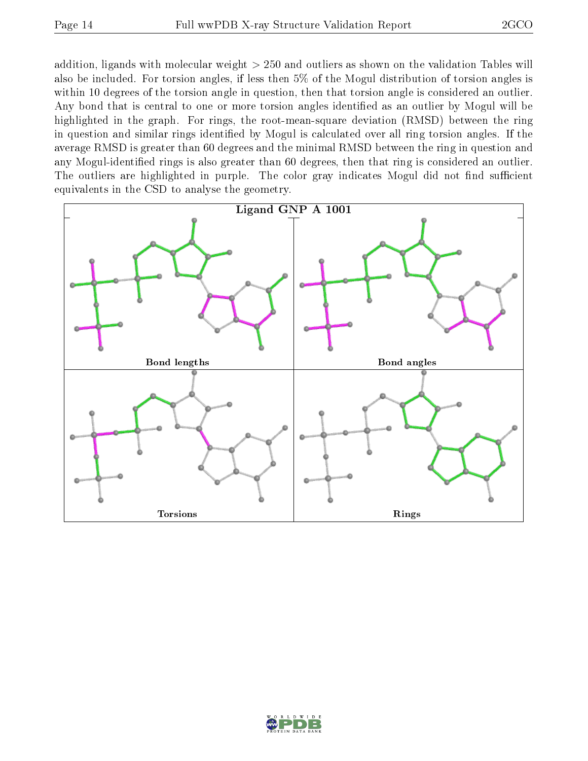addition, ligands with molecular weight > 250 and outliers as shown on the validation Tables will also be included. For torsion angles, if less then 5% of the Mogul distribution of torsion angles is within 10 degrees of the torsion angle in question, then that torsion angle is considered an outlier. Any bond that is central to one or more torsion angles identified as an outlier by Mogul will be highlighted in the graph. For rings, the root-mean-square deviation (RMSD) between the ring in question and similar rings identified by Mogul is calculated over all ring torsion angles. If the average RMSD is greater than 60 degrees and the minimal RMSD between the ring in question and any Mogul-identified rings is also greater than 60 degrees, then that ring is considered an outlier. The outliers are highlighted in purple. The color gray indicates Mogul did not find sufficient equivalents in the CSD to analyse the geometry.

**Ligand GNP A 1001**

Bond lengths

Bond angles

Torsions

Rings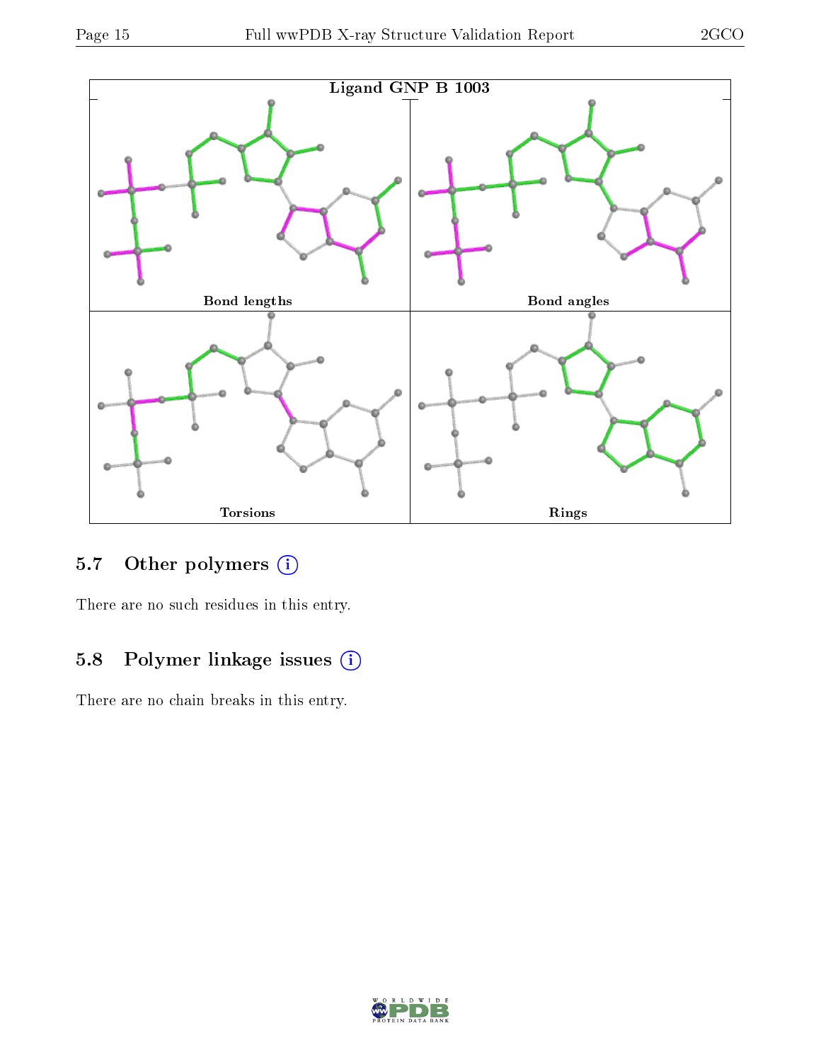Ligand GNP B 1003

Bond lengths

Bond angles

Torsions

Rings

### 5.7 Other polymers

There are no such residues in this entry.

### 5.8 Polymer linkage issues

There are no chain breaks in this entry.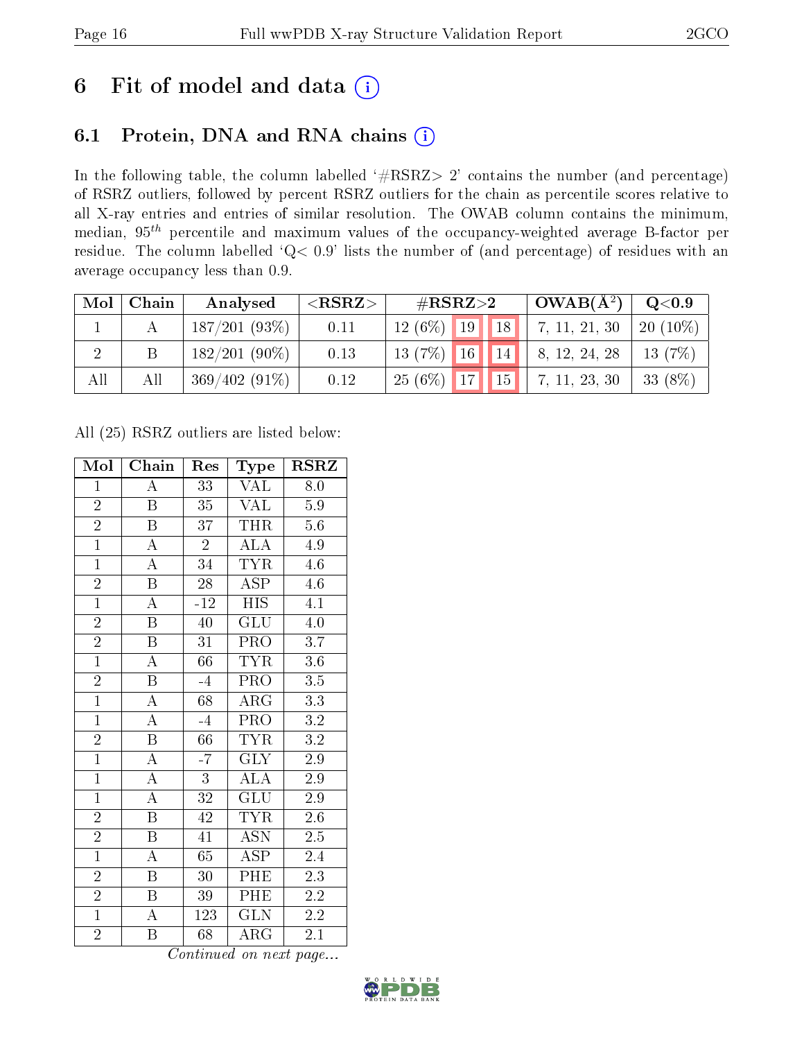# 6 Fit of model and data

## 6.1 Protein, DNA and RNA chains

In the following table, the column labelled '#RSRZ> 2' contains the number (and percentage) of RSRZ outliers, followed by percent RSRZ outliers for the chain as percentile scores relative to all X-ray entries and entries of similar resolution. The OWAB column contains the minimum, median, $95^{th}$ percentile and maximum values of the occupancy-weighted average B-factor per residue. The column labelled 'Q< 0.9' lists the number of (and percentage) of residues with an average occupancy less than 0.9.

| Mol | Chain | Analysed | <RSRZ> | #RSRZ>2 | | | OWAB(Å$^2$) | Q<0.9 |
|---|---|---|---|---|---|---|---|---|
| 1 | A | 187/201 (93%) | 0.11 | 12 (6%) | 19 | 18 | 7, 11, 21, 30 | 20 (10%) |
| 2 | B | 182/201 (90%) | 0.13 | 13 (7%) | 16 | 14 | 8, 12, 24, 28 | 13 (7%) |
| All | All | 369/402 (91%) | 0.12 | 25 (6%) | 17 | 15 | 7, 11, 23, 30 | 33 (8%) |

All (25) RSRZ outliers are listed below:

| Mol | Chain | Res | Type | RSRZ |
|---|---|---|---|---|
| 1 | A | 33 | VAL | 8.0 |
| 2 | B | 35 | VAL | 5.9 |
| 2 | B | 37 | THR | 5.6 |
| 1 | A | 2 | ALA | 4.9 |
| 1 | A | 34 | TYR | 4.6 |
| 2 | B | 28 | ASP | 4.6 |
| 1 | A | -12 | HIS | 4.1 |
| 2 | B | 40 | GLU | 4.0 |
| 2 | B | 31 | PRO | 3.7 |
| 1 | A | 66 | TYR | 3.6 |
| 2 | B | -4 | PRO | 3.5 |
| 1 | A | 68 | ARG | 3.3 |
| 1 | A | -4 | PRO | 3.2 |
| 2 | B | 66 | TYR | 3.2 |
| 1 | A | -7 | GLY | 2.9 |
| 1 | A | 3 | ALA | 2.9 |
| 1 | A | 32 | GLU | 2.9 |
| 2 | B | 42 | TYR | 2.6 |
| 2 | B | 41 | ASN | 2.5 |
| 1 | A | 65 | ASP | 2.4 |
| 2 | B | 30 | PHE | 2.3 |
| 2 | B | 39 | PHE | 2.2 |
| 1 | A | 123 | GLN | 2.2 |
| 2 | B | 68 | ARG | 2.1 |

*Continued on next page...*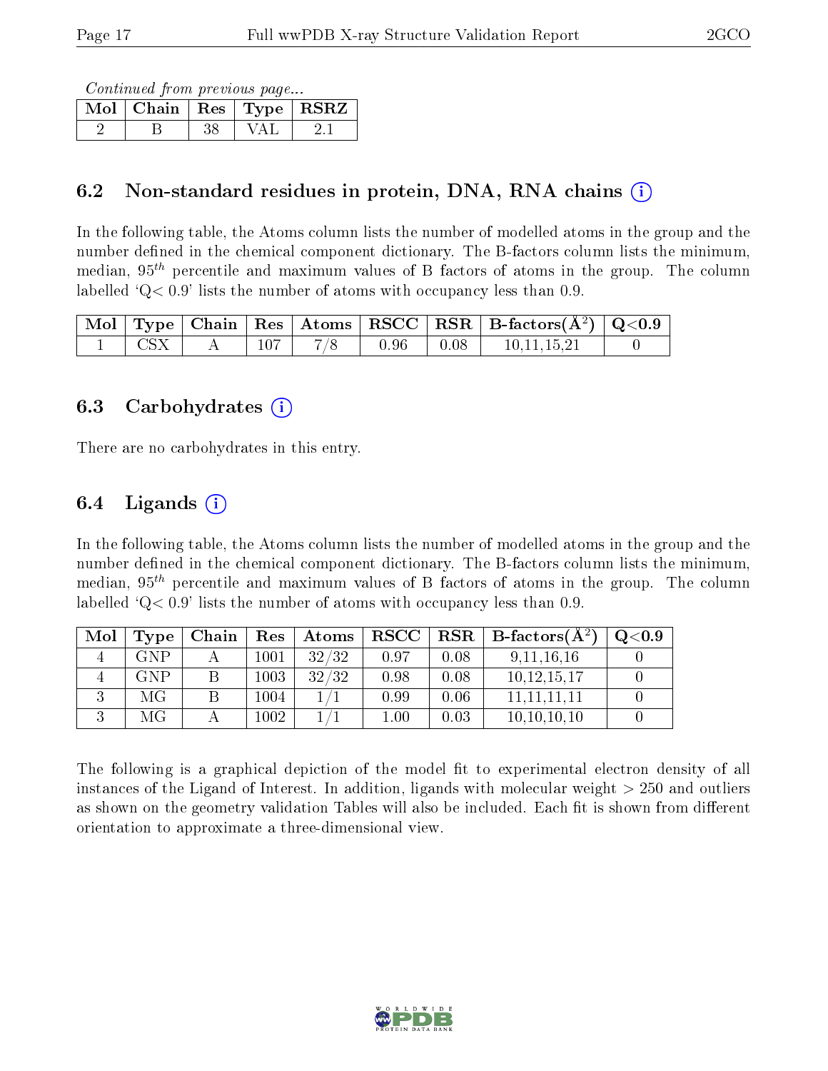*Continued from previous page...*

| Mol | Chain | Res | Type | RSRZ |
|---|---|---|---|---|
| 2 | B | 38 | VAL | 2.1 |

## 6.2 Non-standard residues in protein, DNA, RNA chains

In the following table, the Atoms column lists the number of modelled atoms in the group and the number defined in the chemical component dictionary. The B-factors column lists the minimum, median, $95^{th}$ percentile and maximum values of B factors of atoms in the group. The column labelled 'Q< 0.9' lists the number of atoms with occupancy less than 0.9.

| Mol | Type | Chain | Res | Atoms | RSCC | RSR | B-factors($Å^2$) | Q<0.9 |
|---|---|---|---|---|---|---|---|---|
| 1 | CSX | A | 107 | 7/8 | 0.96 | 0.08 | 10,11,15,21 | 0 |

## 6.3 Carbohydrates

There are no carbohydrates in this entry.

## 6.4 Ligands

In the following table, the Atoms column lists the number of modelled atoms in the group and the number defined in the chemical component dictionary. The B-factors column lists the minimum, median, $95^{th}$ percentile and maximum values of B factors of atoms in the group. The column labelled 'Q< 0.9' lists the number of atoms with occupancy less than 0.9.

| Mol | Type | Chain | Res | Atoms | RSCC | RSR | B-factors($Å^2$) | Q<0.9 |
|---|---|---|---|---|---|---|---|---|
| 4 | GNP | A | 1001 | 32/32 | 0.97 | 0.08 | 9,11,16,16 | 0 |
| 4 | GNP | B | 1003 | 32/32 | 0.98 | 0.08 | 10,12,15,17 | 0 |
| 3 | MG | B | 1004 | 1/1 | 0.99 | 0.06 | 11,11,11,11 | 0 |
| 3 | MG | A | 1002 | 1/1 | 1.00 | 0.03 | 10,10,10,10 | 0 |

The following is a graphical depiction of the model fit to experimental electron density of all instances of the Ligand of Interest. In addition, ligands with molecular weight > 250 and outliers as shown on the geometry validation Tables will also be included. Each fit is shown from different orientation to approximate a three-dimensional view.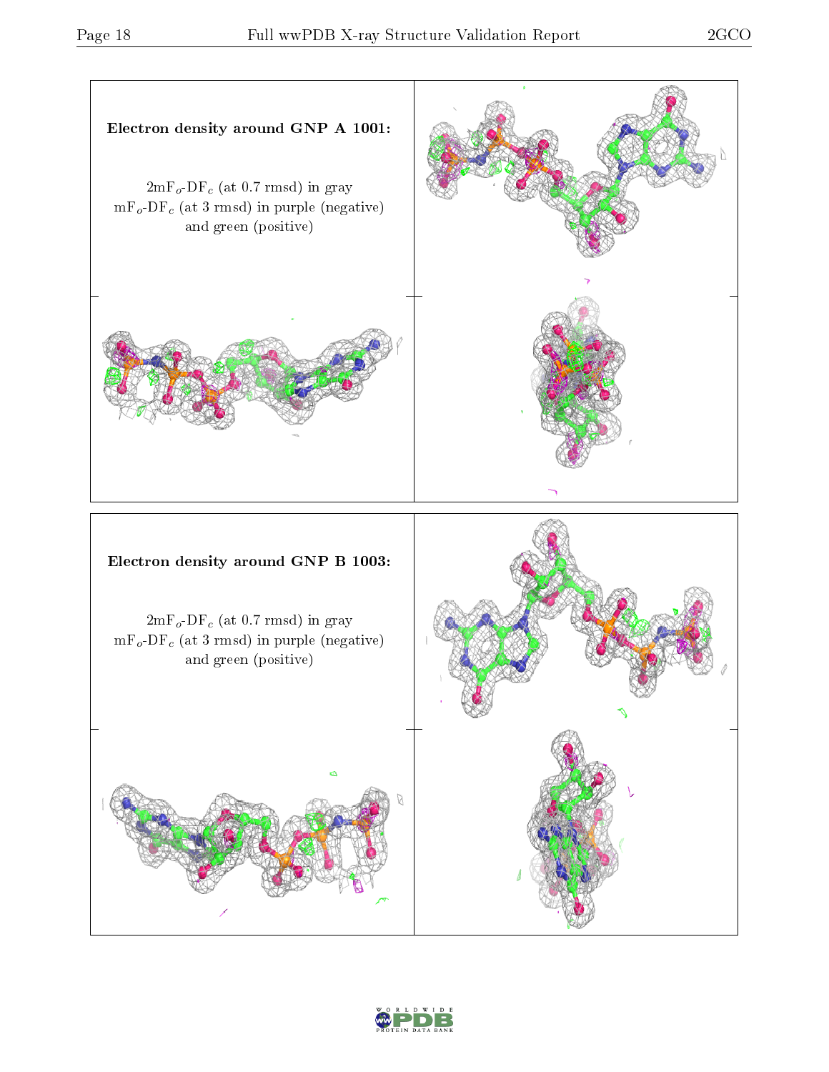**Electron density around GNP A 1001:**

$2mF_o$-$DF_c$ (at 0.7 rmsd) in gray
$mF_o$-$DF_c$ (at 3 rmsd) in purple (negative)
and green (positive)

**Electron density around GNP B 1003:**

$2mF_o$-$DF_c$ (at 0.7 rmsd) in gray
$mF_o$-$DF_c$ (at 3 rmsd) in purple (negative)
and green (positive)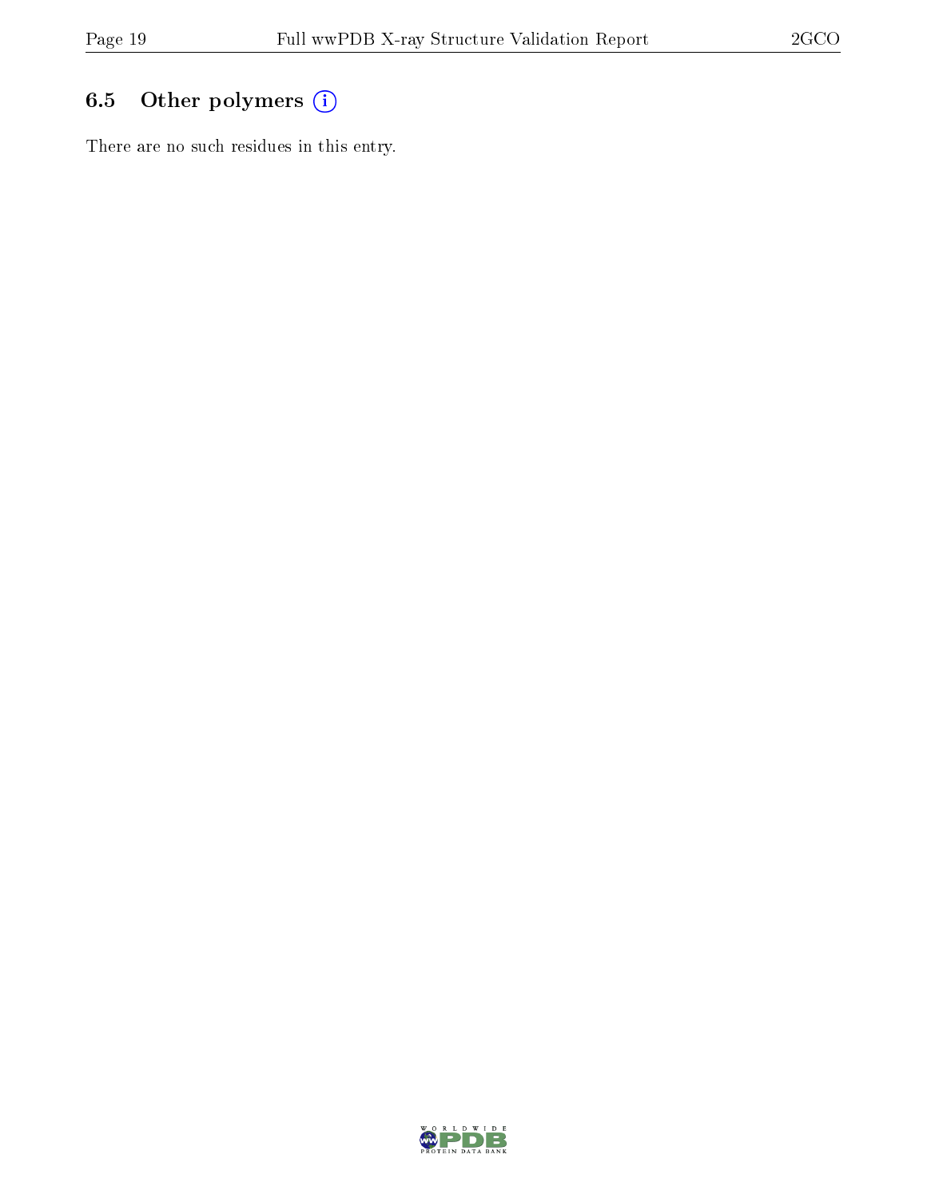### 6.5 Other polymers (i)

There are no such residues in this entry.